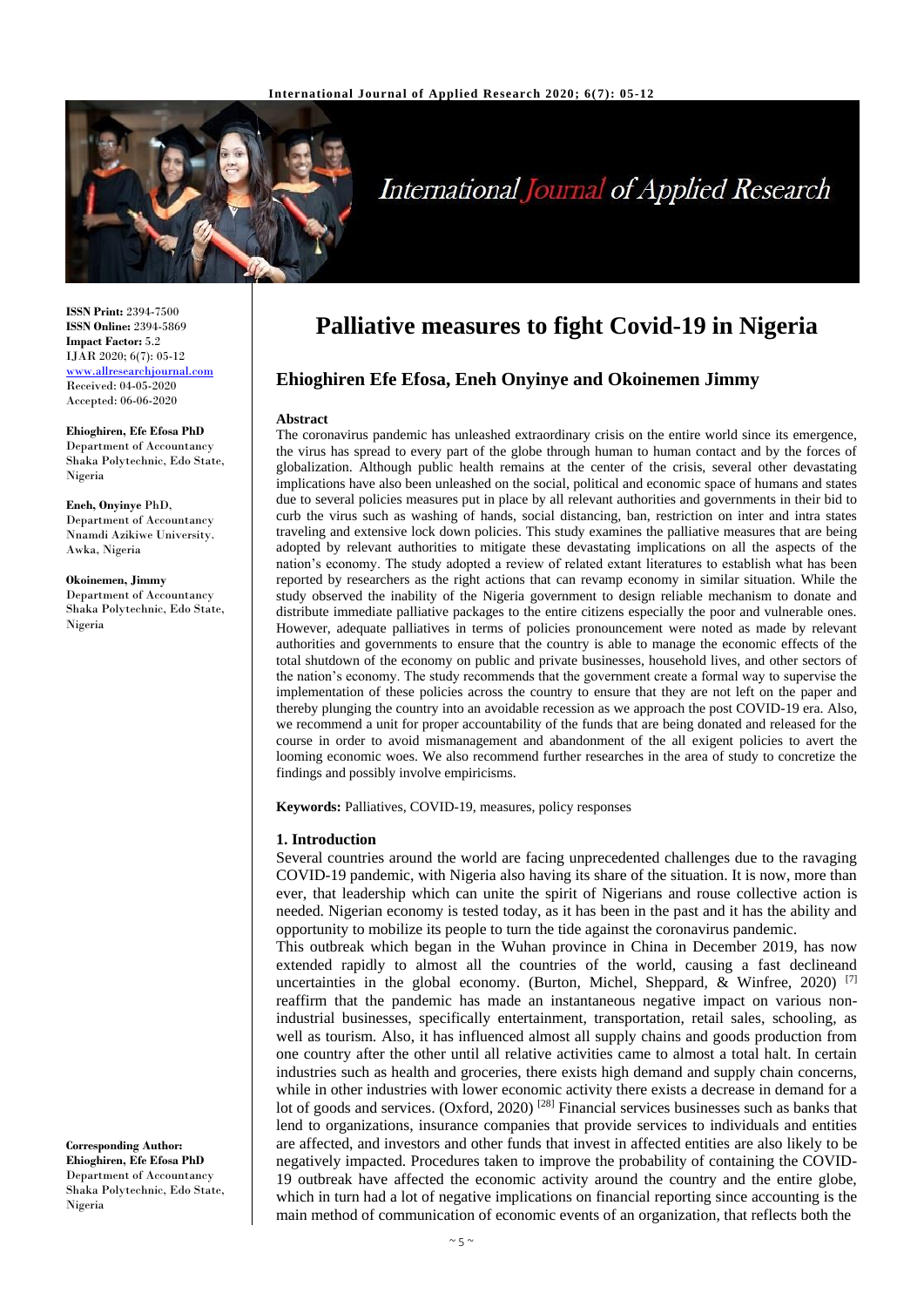# Palliative measures to fight Covid-19 in Nigeria

## Ehioghiren Efe Efosa, Eneh Onyinye and Okoinemen Jimmy

**ISSN Print:** 2394-7500
**ISSN Online:** 2394-5869
**Impact Factor:** 5.2
IJAR 2020; 6(7): 05-12
www.allresearchjournal.com
Received: 04-05-2020
Accepted: 06-06-2020

**Ehioghiren, Efe Efosa PhD**
Department of Accountancy
Shaka Polytechnic, Edo State, Nigeria

**Eneh, Onyinye** PhD,
Department of Accountancy
Nnamdi Azikiwe University. Awka, Nigeria

**Okoinemen, Jimmy**
Department of Accountancy
Shaka Polytechnic, Edo State, Nigeria

**Corresponding Author:**
**Ehioghiren, Efe Efosa PhD**
Department of Accountancy
Shaka Polytechnic, Edo State, Nigeria

### Abstract

The coronavirus pandemic has unleashed extraordinary crisis on the entire world since its emergence, the virus has spread to every part of the globe through human to human contact and by the forces of globalization. Although public health remains at the center of the crisis, several other devastating implications have also been unleashed on the social, political and economic space of humans and states due to several policies measures put in place by all relevant authorities and governments in their bid to curb the virus such as washing of hands, social distancing, ban, restriction on inter and intra states traveling and extensive lock down policies. This study examines the palliative measures that are being adopted by relevant authorities to mitigate these devastating implications on all the aspects of the nation's economy. The study adopted a review of related extant literatures to establish what has been reported by researchers as the right actions that can revamp economy in similar situation. While the study observed the inability of the Nigeria government to design reliable mechanism to donate and distribute immediate palliative packages to the entire citizens especially the poor and vulnerable ones. However, adequate palliatives in terms of policies pronouncement were noted as made by relevant authorities and governments to ensure that the country is able to manage the economic effects of the total shutdown of the economy on public and private businesses, household lives, and other sectors of the nation's economy. The study recommends that the government create a formal way to supervise the implementation of these policies across the country to ensure that they are not left on the paper and thereby plunging the country into an avoidable recession as we approach the post COVID-19 era. Also, we recommend a unit for proper accountability of the funds that are being donated and released for the course in order to avoid mismanagement and abandonment of the all exigent policies to avert the looming economic woes. We also recommend further researches in the area of study to concretize the findings and possibly involve empiricisms.

**Keywords:** Palliatives, COVID-19, measures, policy responses

### 1. Introduction

Several countries around the world are facing unprecedented challenges due to the ravaging COVID-19 pandemic, with Nigeria also having its share of the situation. It is now, more than ever, that leadership which can unite the spirit of Nigerians and rouse collective action is needed. Nigerian economy is tested today, as it has been in the past and it has the ability and opportunity to mobilize its people to turn the tide against the coronavirus pandemic.

This outbreak which began in the Wuhan province in China in December 2019, has now extended rapidly to almost all the countries of the world, causing a fast declineand uncertainties in the global economy. (Burton, Michel, Sheppard, & Winfree, 2020) [7] reaffirm that the pandemic has made an instantaneous negative impact on various non-industrial businesses, specifically entertainment, transportation, retail sales, schooling, as well as tourism. Also, it has influenced almost all supply chains and goods production from one country after the other until all relative activities came to almost a total halt. In certain industries such as health and groceries, there exists high demand and supply chain concerns, while in other industries with lower economic activity there exists a decrease in demand for a lot of goods and services. (Oxford, 2020) [28] Financial services businesses such as banks that lend to organizations, insurance companies that provide services to individuals and entities are affected, and investors and other funds that invest in affected entities are also likely to be negatively impacted. Procedures taken to improve the probability of containing the COVID-19 outbreak have affected the economic activity around the country and the entire globe, which in turn had a lot of negative implications on financial reporting since accounting is the main method of communication of economic events of an organization, that reflects both the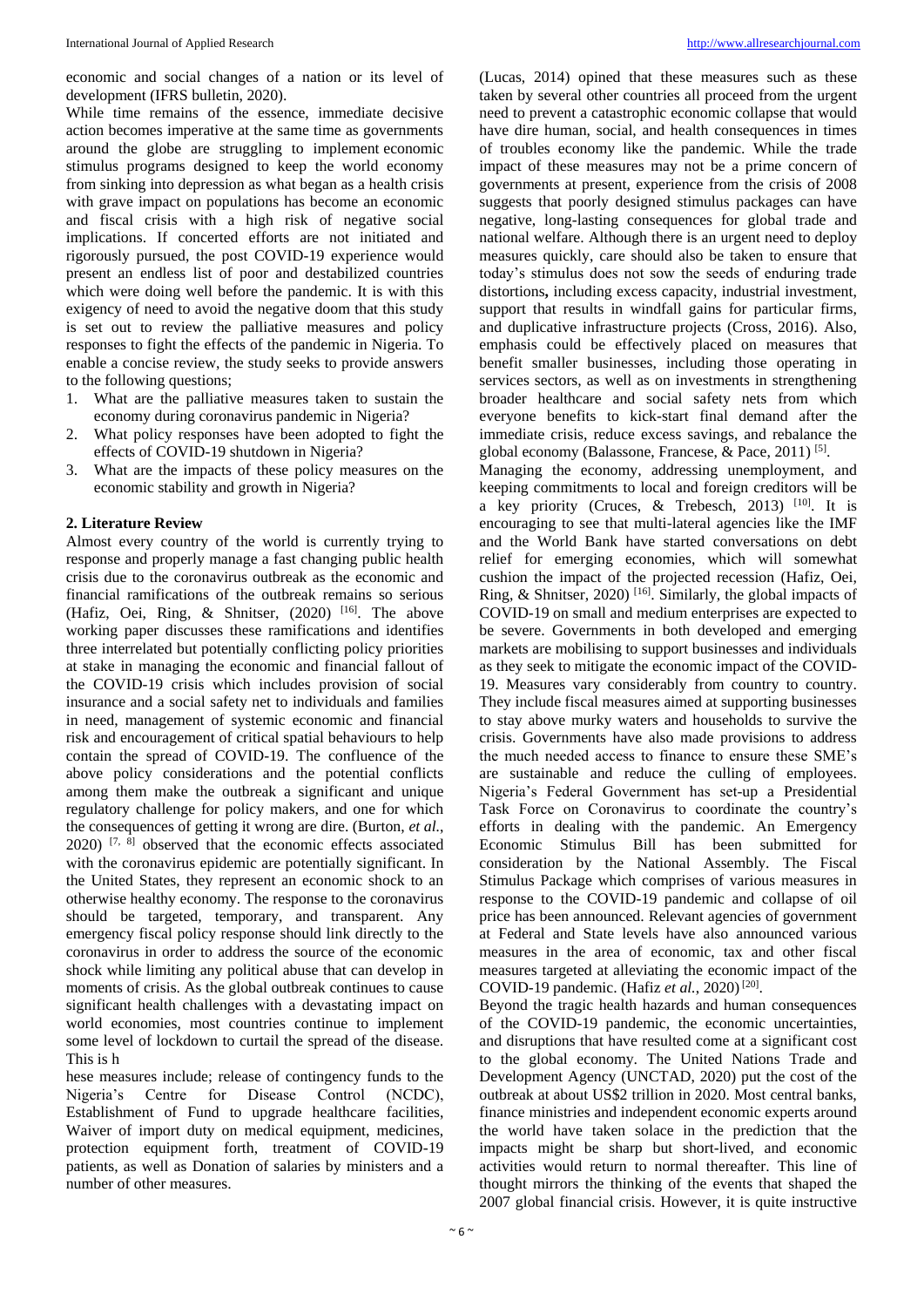economic and social changes of a nation or its level of development (IFRS bulletin, 2020).

While time remains of the essence, immediate decisive action becomes imperative at the same time as governments around the globe are struggling to implement economic stimulus programs designed to keep the world economy from sinking into depression as what began as a health crisis with grave impact on populations has become an economic and fiscal crisis with a high risk of negative social implications. If concerted efforts are not initiated and rigorously pursued, the post COVID-19 experience would present an endless list of poor and destabilized countries which were doing well before the pandemic. It is with this exigency of need to avoid the negative doom that this study is set out to review the palliative measures and policy responses to fight the effects of the pandemic in Nigeria. To enable a concise review, the study seeks to provide answers to the following questions;

1. What are the palliative measures taken to sustain the economy during coronavirus pandemic in Nigeria?
2. What policy responses have been adopted to fight the effects of COVID-19 shutdown in Nigeria?
3. What are the impacts of these policy measures on the economic stability and growth in Nigeria?

## 2. Literature Review

Almost every country of the world is currently trying to response and properly manage a fast changing public health crisis due to the coronavirus outbreak as the economic and financial ramifications of the outbreak remains so serious (Hafiz, Oei, Ring, & Shnitser, (2020) [16]. The above working paper discusses these ramifications and identifies three interrelated but potentially conflicting policy priorities at stake in managing the economic and financial fallout of the COVID-19 crisis which includes provision of social insurance and a social safety net to individuals and families in need, management of systemic economic and financial risk and encouragement of critical spatial behaviours to help contain the spread of COVID-19. The confluence of the above policy considerations and the potential conflicts among them make the outbreak a significant and unique regulatory challenge for policy makers, and one for which the consequences of getting it wrong are dire. (Burton, *et al.*, 2020) [7, 8] observed that the economic effects associated with the coronavirus epidemic are potentially significant. In the United States, they represent an economic shock to an otherwise healthy economy. The response to the coronavirus should be targeted, temporary, and transparent. Any emergency fiscal policy response should link directly to the coronavirus in order to address the source of the economic shock while limiting any political abuse that can develop in moments of crisis. As the global outbreak continues to cause significant health challenges with a devastating impact on world economies, most countries continue to implement some level of lockdown to curtail the spread of the disease. This is h

hese measures include; release of contingency funds to the Nigeria's Centre for Disease Control (NCDC), Establishment of Fund to upgrade healthcare facilities, Waiver of import duty on medical equipment, medicines, protection equipment forth, treatment of COVID-19 patients, as well as Donation of salaries by ministers and a number of other measures.

(Lucas, 2014) opined that these measures such as these taken by several other countries all proceed from the urgent need to prevent a catastrophic economic collapse that would have dire human, social, and health consequences in times of troubles economy like the pandemic. While the trade impact of these measures may not be a prime concern of governments at present, experience from the crisis of 2008 suggests that poorly designed stimulus packages can have negative, long-lasting consequences for global trade and national welfare. Although there is an urgent need to deploy measures quickly, care should also be taken to ensure that today's stimulus does not sow the seeds of enduring trade distortions**,** including excess capacity, industrial investment, support that results in windfall gains for particular firms, and duplicative infrastructure projects (Cross, 2016). Also, emphasis could be effectively placed on measures that benefit smaller businesses, including those operating in services sectors, as well as on investments in strengthening broader healthcare and social safety nets from which everyone benefits to kick-start final demand after the immediate crisis, reduce excess savings, and rebalance the global economy (Balassone, Francese, & Pace, 2011) [5].

Managing the economy, addressing unemployment, and keeping commitments to local and foreign creditors will be a key priority (Cruces, & Trebesch, 2013) [10]. It is encouraging to see that multi-lateral agencies like the IMF and the World Bank have started conversations on debt relief for emerging economies, which will somewhat cushion the impact of the projected recession (Hafiz, Oei, Ring, & Shnitser, 2020) [16]. Similarly, the global impacts of COVID-19 on small and medium enterprises are expected to be severe. Governments in both developed and emerging markets are mobilising to support businesses and individuals as they seek to mitigate the economic impact of the COVID-19. Measures vary considerably from country to country. They include fiscal measures aimed at supporting businesses to stay above murky waters and households to survive the crisis. Governments have also made provisions to address the much needed access to finance to ensure these SME's are sustainable and reduce the culling of employees. Nigeria's Federal Government has set-up a Presidential Task Force on Coronavirus to coordinate the country's efforts in dealing with the pandemic. An Emergency Economic Stimulus Bill has been submitted for consideration by the National Assembly. The Fiscal Stimulus Package which comprises of various measures in response to the COVID-19 pandemic and collapse of oil price has been announced. Relevant agencies of government at Federal and State levels have also announced various measures in the area of economic, tax and other fiscal measures targeted at alleviating the economic impact of the COVID-19 pandemic. (Hafiz *et al.*, 2020) [20].

Beyond the tragic health hazards and human consequences of the COVID-19 pandemic, the economic uncertainties, and disruptions that have resulted come at a significant cost to the global economy. The United Nations Trade and Development Agency (UNCTAD, 2020) put the cost of the outbreak at about US$2 trillion in 2020. Most central banks, finance ministries and independent economic experts around the world have taken solace in the prediction that the impacts might be sharp but short-lived, and economic activities would return to normal thereafter. This line of thought mirrors the thinking of the events that shaped the 2007 global financial crisis. However, it is quite instructive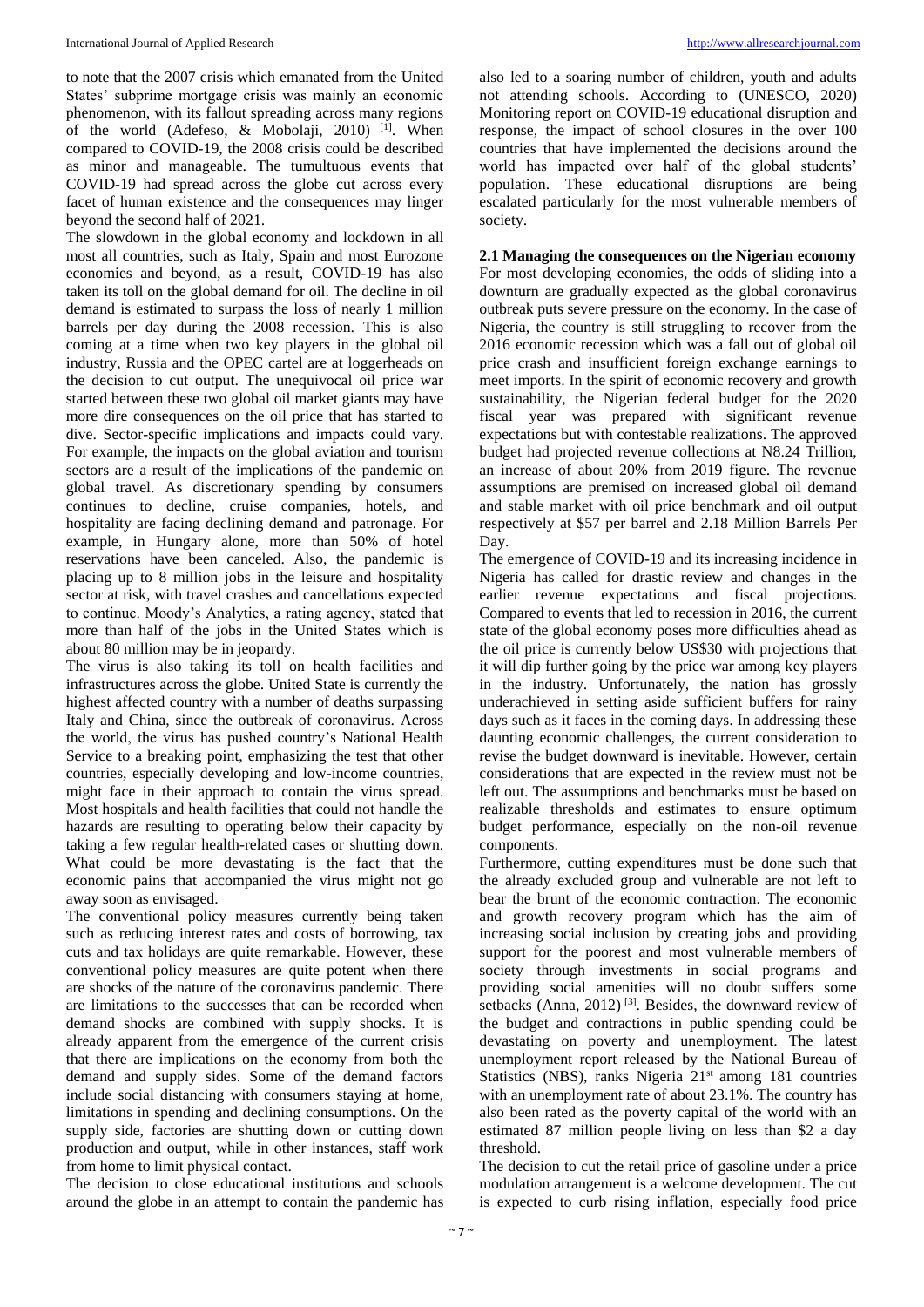to note that the 2007 crisis which emanated from the United States' subprime mortgage crisis was mainly an economic phenomenon, with its fallout spreading across many regions of the world (Adefeso, & Mobolaji, 2010) [1]. When compared to COVID-19, the 2008 crisis could be described as minor and manageable. The tumultuous events that COVID-19 had spread across the globe cut across every facet of human existence and the consequences may linger beyond the second half of 2021.

The slowdown in the global economy and lockdown in all most all countries, such as Italy, Spain and most Eurozone economies and beyond, as a result, COVID-19 has also taken its toll on the global demand for oil. The decline in oil demand is estimated to surpass the loss of nearly 1 million barrels per day during the 2008 recession. This is also coming at a time when two key players in the global oil industry, Russia and the OPEC cartel are at loggerheads on the decision to cut output. The unequivocal oil price war started between these two global oil market giants may have more dire consequences on the oil price that has started to dive. Sector-specific implications and impacts could vary. For example, the impacts on the global aviation and tourism sectors are a result of the implications of the pandemic on global travel. As discretionary spending by consumers continues to decline, cruise companies, hotels, and hospitality are facing declining demand and patronage. For example, in Hungary alone, more than 50% of hotel reservations have been canceled. Also, the pandemic is placing up to 8 million jobs in the leisure and hospitality sector at risk, with travel crashes and cancellations expected to continue. Moody's Analytics, a rating agency, stated that more than half of the jobs in the United States which is about 80 million may be in jeopardy.

The virus is also taking its toll on health facilities and infrastructures across the globe. United State is currently the highest affected country with a number of deaths surpassing Italy and China, since the outbreak of coronavirus. Across the world, the virus has pushed country's National Health Service to a breaking point, emphasizing the test that other countries, especially developing and low-income countries, might face in their approach to contain the virus spread. Most hospitals and health facilities that could not handle the hazards are resulting to operating below their capacity by taking a few regular health-related cases or shutting down. What could be more devastating is the fact that the economic pains that accompanied the virus might not go away soon as envisaged.

The conventional policy measures currently being taken such as reducing interest rates and costs of borrowing, tax cuts and tax holidays are quite remarkable. However, these conventional policy measures are quite potent when there are shocks of the nature of the coronavirus pandemic. There are limitations to the successes that can be recorded when demand shocks are combined with supply shocks. It is already apparent from the emergence of the current crisis that there are implications on the economy from both the demand and supply sides. Some of the demand factors include social distancing with consumers staying at home, limitations in spending and declining consumptions. On the supply side, factories are shutting down or cutting down production and output, while in other instances, staff work from home to limit physical contact.

The decision to close educational institutions and schools around the globe in an attempt to contain the pandemic has also led to a soaring number of children, youth and adults not attending schools. According to (UNESCO, 2020) Monitoring report on COVID-19 educational disruption and response, the impact of school closures in the over 100 countries that have implemented the decisions around the world has impacted over half of the global students' population. These educational disruptions are being escalated particularly for the most vulnerable members of society.

**2.1 Managing the consequences on the Nigerian economy**

For most developing economies, the odds of sliding into a downturn are gradually expected as the global coronavirus outbreak puts severe pressure on the economy. In the case of Nigeria, the country is still struggling to recover from the 2016 economic recession which was a fall out of global oil price crash and insufficient foreign exchange earnings to meet imports. In the spirit of economic recovery and growth sustainability, the Nigerian federal budget for the 2020 fiscal year was prepared with significant revenue expectations but with contestable realizations. The approved budget had projected revenue collections at N8.24 Trillion, an increase of about 20% from 2019 figure. The revenue assumptions are premised on increased global oil demand and stable market with oil price benchmark and oil output respectively at $57 per barrel and 2.18 Million Barrels Per Day.

The emergence of COVID-19 and its increasing incidence in Nigeria has called for drastic review and changes in the earlier revenue expectations and fiscal projections. Compared to events that led to recession in 2016, the current state of the global economy poses more difficulties ahead as the oil price is currently below US$30 with projections that it will dip further going by the price war among key players in the industry. Unfortunately, the nation has grossly underachieved in setting aside sufficient buffers for rainy days such as it faces in the coming days. In addressing these daunting economic challenges, the current consideration to revise the budget downward is inevitable. However, certain considerations that are expected in the review must not be left out. The assumptions and benchmarks must be based on realizable thresholds and estimates to ensure optimum budget performance, especially on the non-oil revenue components.

Furthermore, cutting expenditures must be done such that the already excluded group and vulnerable are not left to bear the brunt of the economic contraction. The economic and growth recovery program which has the aim of increasing social inclusion by creating jobs and providing support for the poorest and most vulnerable members of society through investments in social programs and providing social amenities will no doubt suffers some setbacks (Anna, 2012) [3]. Besides, the downward review of the budget and contractions in public spending could be devastating on poverty and unemployment. The latest unemployment report released by the National Bureau of Statistics (NBS), ranks Nigeria 21st among 181 countries with an unemployment rate of about 23.1%. The country has also been rated as the poverty capital of the world with an estimated 87 million people living on less than $2 a day threshold.

The decision to cut the retail price of gasoline under a price modulation arrangement is a welcome development. The cut is expected to curb rising inflation, especially food price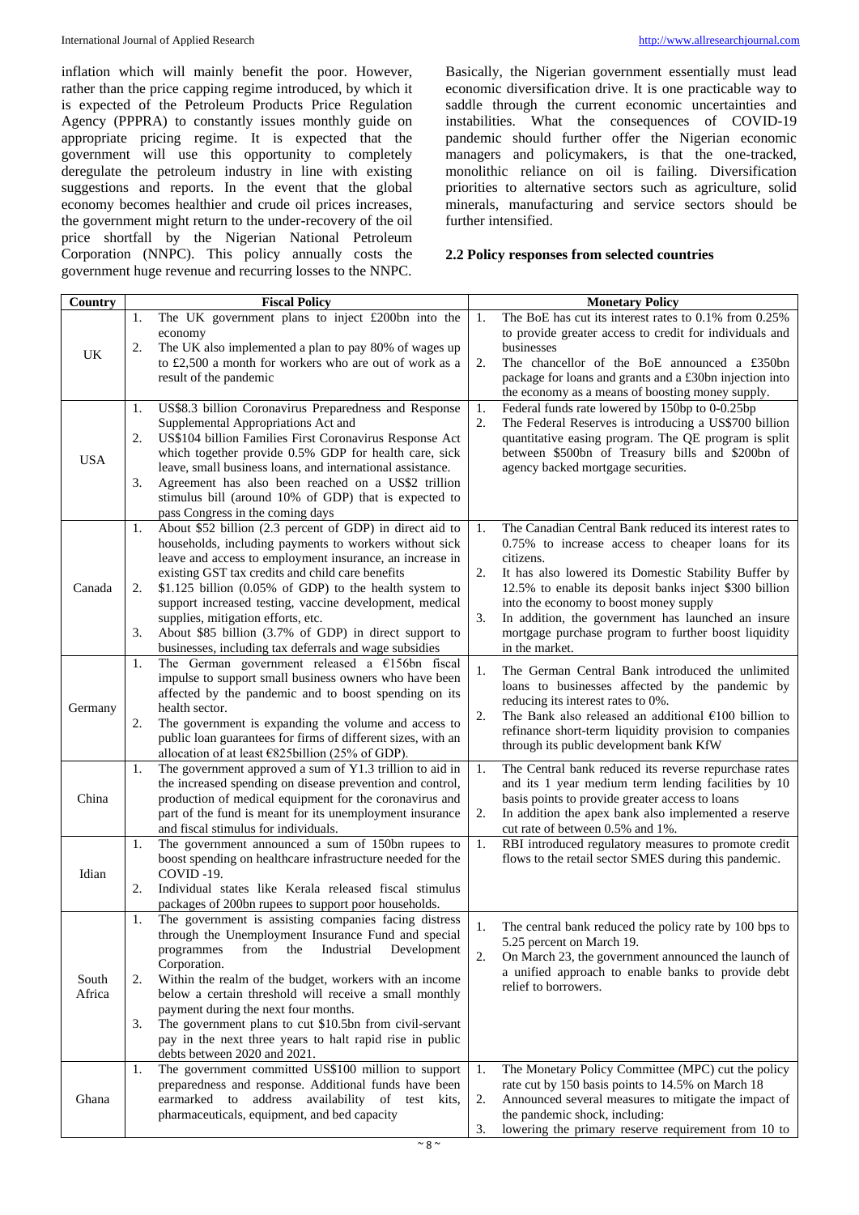inflation which will mainly benefit the poor. However, rather than the price capping regime introduced, by which it is expected of the Petroleum Products Price Regulation Agency (PPPRA) to constantly issues monthly guide on appropriate pricing regime. It is expected that the government will use this opportunity to completely deregulate the petroleum industry in line with existing suggestions and reports. In the event that the global economy becomes healthier and crude oil prices increases, the government might return to the under-recovery of the oil price shortfall by the Nigerian National Petroleum Corporation (NNPC). This policy annually costs the government huge revenue and recurring losses to the NNPC.

Basically, the Nigerian government essentially must lead economic diversification drive. It is one practicable way to saddle through the current economic uncertainties and instabilities. What the consequences of COVID-19 pandemic should further offer the Nigerian economic managers and policymakers, is that the one-tracked, monolithic reliance on oil is failing. Diversification priorities to alternative sectors such as agriculture, solid minerals, manufacturing and service sectors should be further intensified.

### 2.2 Policy responses from selected countries

| Country | Fiscal Policy | Monetary Policy |
|---|---|---|
| UK | 1. The UK government plans to inject £200bn into the economy<br>2. The UK also implemented a plan to pay 80% of wages up to £2,500 a month for workers who are out of work as a result of the pandemic | 1. The BoE has cut its interest rates to 0.1% from 0.25% to provide greater access to credit for individuals and businesses<br>2. The chancellor of the BoE announced a £350bn package for loans and grants and a £30bn injection into the economy as a means of boosting money supply. |
| USA | 1. US$8.3 billion Coronavirus Preparedness and Response Supplemental Appropriations Act and<br>2. US$104 billion Families First Coronavirus Response Act which together provide 0.5% GDP for health care, sick leave, small business loans, and international assistance.<br>3. Agreement has also been reached on a US$2 trillion stimulus bill (around 10% of GDP) that is expected to pass Congress in the coming days | 1. Federal funds rate lowered by 150bp to 0-0.25bp<br>2. The Federal Reserves is introducing a US$700 billion quantitative easing program. The QE program is split between $500bn of Treasury bills and $200bn of agency backed mortgage securities. |
| Canada | 1. About $52 billion (2.3 percent of GDP) in direct aid to households, including payments to workers without sick leave and access to employment insurance, an increase in existing GST tax credits and child care benefits<br>2. $1.125 billion (0.05% of GDP) to the health system to support increased testing, vaccine development, medical supplies, mitigation efforts, etc.<br>3. About $85 billion (3.7% of GDP) in direct support to businesses, including tax deferrals and wage subsidies | 1. The Canadian Central Bank reduced its interest rates to 0.75% to increase access to cheaper loans for its citizens.<br>2. It has also lowered its Domestic Stability Buffer by 12.5% to enable its deposit banks inject $300 billion into the economy to boost money supply<br>3. In addition, the government has launched an insure mortgage purchase program to further boost liquidity in the market. |
| Germany | 1. The German government released a €156bn fiscal impulse to support small business owners who have been affected by the pandemic and to boost spending on its health sector.<br>2. The government is expanding the volume and access to public loan guarantees for firms of different sizes, with an allocation of at least €825billion (25% of GDP). | 1. The German Central Bank introduced the unlimited loans to businesses affected by the pandemic by reducing its interest rates to 0%.<br>2. The Bank also released an additional €100 billion to refinance short-term liquidity provision to companies through its public development bank KfW |
| China | 1. The government approved a sum of Y1.3 trillion to aid in the increased spending on disease prevention and control, production of medical equipment for the coronavirus and part of the fund is meant for its unemployment insurance and fiscal stimulus for individuals. | 1. The Central bank reduced its reverse repurchase rates and its 1 year medium term lending facilities by 10 basis points to provide greater access to loans<br>2. In addition the apex bank also implemented a reserve cut rate of between 0.5% and 1%. |
| Idian | 1. The government announced a sum of 150bn rupees to boost spending on healthcare infrastructure needed for the COVID -19.<br>2. Individual states like Kerala released fiscal stimulus packages of 200bn rupees to support poor households. | 1. RBI introduced regulatory measures to promote credit flows to the retail sector SMES during this pandemic. |
| South Africa | 1. The government is assisting companies facing distress through the Unemployment Insurance Fund and special programmes from the Industrial Development Corporation.<br>2. Within the realm of the budget, workers with an income below a certain threshold will receive a small monthly payment during the next four months.<br>3. The government plans to cut $10.5bn from civil-servant pay in the next three years to halt rapid rise in public debts between 2020 and 2021. | 1. The central bank reduced the policy rate by 100 bps to 5.25 percent on March 19.<br>2. On March 23, the government announced the launch of a unified approach to enable banks to provide debt relief to borrowers. |
| Ghana | 1. The government committed US$100 million to support preparedness and response. Additional funds have been earmarked to address availability of test kits, pharmaceuticals, equipment, and bed capacity | 1. The Monetary Policy Committee (MPC) cut the policy rate cut by 150 basis points to 14.5% on March 18<br>2. Announced several measures to mitigate the impact of the pandemic shock, including:<br>3. lowering the primary reserve requirement from 10 to |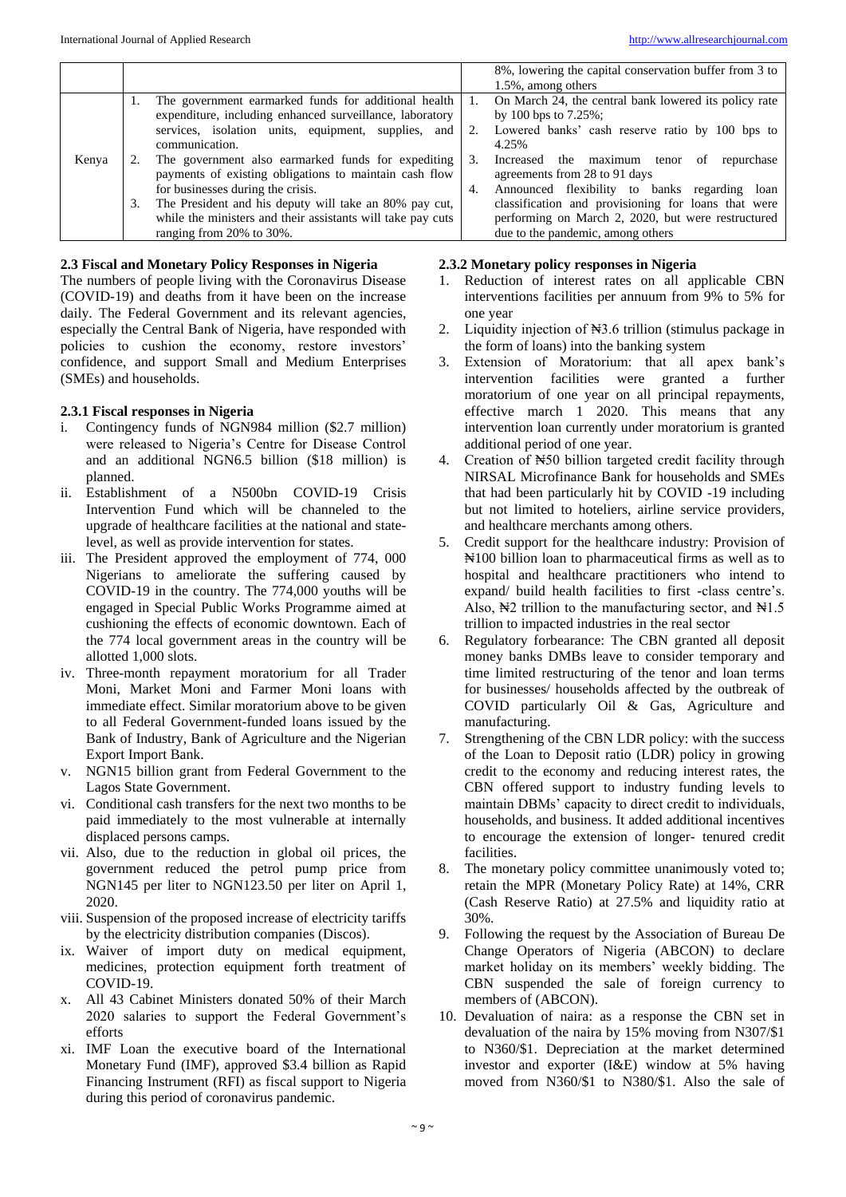| | | |
|---|---|---|
| | | 8%, lowering the capital conservation buffer from 3 to 1.5%, among others |
| Kenya | 1. The government earmarked funds for additional health expenditure, including enhanced surveillance, laboratory services, isolation units, equipment, supplies, and communication.<br>2. The government also earmarked funds for expediting payments of existing obligations to maintain cash flow for businesses during the crisis.<br>3. The President and his deputy will take an 80% pay cut, while the ministers and their assistants will take pay cuts ranging from 20% to 30%. | 1. On March 24, the central bank lowered its policy rate by 100 bps to 7.25%;<br>2. Lowered banks' cash reserve ratio by 100 bps to 4.25%<br>3. Increased the maximum tenor of repurchase agreements from 28 to 91 days<br>4. Announced flexibility to banks regarding loan classification and provisioning for loans that were performing on March 2, 2020, but were restructured due to the pandemic, among others |

### 2.3 Fiscal and Monetary Policy Responses in Nigeria

The numbers of people living with the Coronavirus Disease (COVID-19) and deaths from it have been on the increase daily. The Federal Government and its relevant agencies, especially the Central Bank of Nigeria, have responded with policies to cushion the economy, restore investors' confidence, and support Small and Medium Enterprises (SMEs) and households.

### 2.3.1 Fiscal responses in Nigeria

i. Contingency funds of NGN984 million ($2.7 million) were released to Nigeria's Centre for Disease Control and an additional NGN6.5 billion ($18 million) is planned.
ii. Establishment of a N500bn COVID-19 Crisis Intervention Fund which will be channeled to the upgrade of healthcare facilities at the national and state-level, as well as provide intervention for states.
iii. The President approved the employment of 774, 000 Nigerians to ameliorate the suffering caused by COVID-19 in the country. The 774,000 youths will be engaged in Special Public Works Programme aimed at cushioning the effects of economic downtown. Each of the 774 local government areas in the country will be allotted 1,000 slots.
iv. Three-month repayment moratorium for all Trader Moni, Market Moni and Farmer Moni loans with immediate effect. Similar moratorium above to be given to all Federal Government-funded loans issued by the Bank of Industry, Bank of Agriculture and the Nigerian Export Import Bank.
v. NGN15 billion grant from Federal Government to the Lagos State Government.
vi. Conditional cash transfers for the next two months to be paid immediately to the most vulnerable at internally displaced persons camps.
vii. Also, due to the reduction in global oil prices, the government reduced the petrol pump price from NGN145 per liter to NGN123.50 per liter on April 1, 2020.
viii. Suspension of the proposed increase of electricity tariffs by the electricity distribution companies (Discos).
ix. Waiver of import duty on medical equipment, medicines, protection equipment forth treatment of COVID-19.
x. All 43 Cabinet Ministers donated 50% of their March 2020 salaries to support the Federal Government's efforts
xi. IMF Loan the executive board of the International Monetary Fund (IMF), approved $3.4 billion as Rapid Financing Instrument (RFI) as fiscal support to Nigeria during this period of coronavirus pandemic.

### 2.3.2 Monetary policy responses in Nigeria

1. Reduction of interest rates on all applicable CBN interventions facilities per annuum from 9% to 5% for one year
2. Liquidity injection of ₦3.6 trillion (stimulus package in the form of loans) into the banking system
3. Extension of Moratorium: that all apex bank's intervention facilities were granted a further moratorium of one year on all principal repayments, effective march 1 2020. This means that any intervention loan currently under moratorium is granted additional period of one year.
4. Creation of ₦50 billion targeted credit facility through NIRSAL Microfinance Bank for households and SMEs that had been particularly hit by COVID -19 including but not limited to hoteliers, airline service providers, and healthcare merchants among others.
5. Credit support for the healthcare industry: Provision of ₦100 billion loan to pharmaceutical firms as well as to hospital and healthcare practitioners who intend to expand/ build health facilities to first -class centre's. Also, ₦2 trillion to the manufacturing sector, and ₦1.5 trillion to impacted industries in the real sector
6. Regulatory forbearance: The CBN granted all deposit money banks DMBs leave to consider temporary and time limited restructuring of the tenor and loan terms for businesses/ households affected by the outbreak of COVID particularly Oil & Gas, Agriculture and manufacturing.
7. Strengthening of the CBN LDR policy: with the success of the Loan to Deposit ratio (LDR) policy in growing credit to the economy and reducing interest rates, the CBN offered support to industry funding levels to maintain DBMs' capacity to direct credit to individuals, households, and business. It added additional incentives to encourage the extension of longer- tenured credit facilities.
8. The monetary policy committee unanimously voted to; retain the MPR (Monetary Policy Rate) at 14%, CRR (Cash Reserve Ratio) at 27.5% and liquidity ratio at 30%.
9. Following the request by the Association of Bureau De Change Operators of Nigeria (ABCON) to declare market holiday on its members' weekly bidding. The CBN suspended the sale of foreign currency to members of (ABCON).
10. Devaluation of naira: as a response the CBN set in devaluation of the naira by 15% moving from N307/$1 to N360/$1. Depreciation at the market determined investor and exporter (I&E) window at 5% having moved from N360/$1 to N380/$1. Also the sale of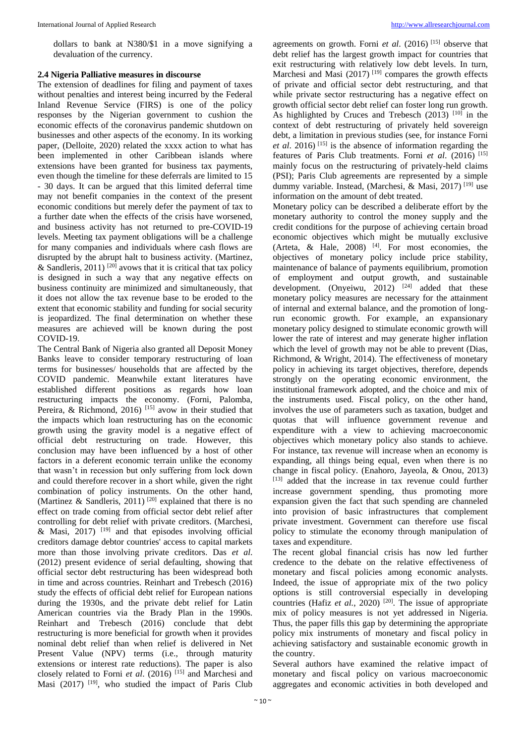dollars to bank at N380/$1 in a move signifying a devaluation of the currency.

### 2.4 Nigeria Palliative measures in discourse

The extension of deadlines for filing and payment of taxes without penalties and interest being incurred by the Federal Inland Revenue Service (FIRS) is one of the policy responses by the Nigerian government to cushion the economic effects of the coronavirus pandemic shutdown on businesses and other aspects of the economy. In its working paper, (Delloite, 2020) related the xxxx action to what has been implemented in other Caribbean islands where extensions have been granted for business tax payments, even though the timeline for these deferrals are limited to 15 - 30 days. It can be argued that this limited deferral time may not benefit companies in the context of the present economic conditions but merely defer the payment of tax to a further date when the effects of the crisis have worsened, and business activity has not returned to pre-COVID-19 levels. Meeting tax payment obligations will be a challenge for many companies and individuals where cash flows are disrupted by the abrupt halt to business activity. (Martinez, & Sandleris, 2011) [20] avows that it is critical that tax policy is designed in such a way that any negative effects on business continuity are minimized and simultaneously, that it does not allow the tax revenue base to be eroded to the extent that economic stability and funding for social security is jeopardized. The final determination on whether these measures are achieved will be known during the post COVID-19.

The Central Bank of Nigeria also granted all Deposit Money Banks leave to consider temporary restructuring of loan terms for businesses/ households that are affected by the COVID pandemic. Meanwhile extant literatures have established different positions as regards how loan restructuring impacts the economy. (Forni, Palomba, Pereira, & Richmond, 2016) [15] avow in their studied that the impacts which loan restructuring has on the economic growth using the gravity model is a negative effect of official debt restructuring on trade. However, this conclusion may have been influenced by a host of other factors in a deferent economic terrain unlike the economy that wasn't in recession but only suffering from lock down and could therefore recover in a short while, given the right combination of policy instruments. On the other hand, (Martinez & Sandleris, 2011) [20] explained that there is no effect on trade coming from official sector debt relief after controlling for debt relief with private creditors. (Marchesi, & Masi, 2017) [19] and that episodes involving official creditors damage debtor countries' access to capital markets more than those involving private creditors. Das *et al.* (2012) present evidence of serial defaulting, showing that official sector debt restructuring has been widespread both in time and across countries. Reinhart and Trebesch (2016) study the effects of official debt relief for European nations during the 1930s, and the private debt relief for Latin American countries via the Brady Plan in the 1990s. Reinhart and Trebesch (2016) conclude that debt restructuring is more beneficial for growth when it provides nominal debt relief than when relief is delivered in Net Present Value (NPV) terms (i.e., through maturity extensions or interest rate reductions). The paper is also closely related to Forni *et al*. (2016) [15] and Marchesi and Masi (2017) [19], who studied the impact of Paris Club agreements on growth. Forni *et al*. (2016) [15] observe that debt relief has the largest growth impact for countries that exit restructuring with relatively low debt levels. In turn, Marchesi and Masi (2017) [19] compares the growth effects of private and official sector debt restructuring, and that while private sector restructuring has a negative effect on growth official sector debt relief can foster long run growth. As highlighted by Cruces and Trebesch (2013) [10] in the context of debt restructuring of privately held sovereign debt, a limitation in previous studies (see, for instance Forni *et al*. 2016) [15] is the absence of information regarding the features of Paris Club treatments. Forni *et al*. (2016) [15] mainly focus on the restructuring of privately-held claims (PSI); Paris Club agreements are represented by a simple dummy variable. Instead, (Marchesi, & Masi, 2017) [19] use information on the amount of debt treated.

Monetary policy can be described a deliberate effort by the monetary authority to control the money supply and the credit conditions for the purpose of achieving certain broad economic objectives which might be mutually exclusive (Arteta, & Hale, 2008) [4]. For most economies, the objectives of monetary policy include price stability, maintenance of balance of payments equilibrium, promotion of employment and output growth, and sustainable development. (Onyeiwu, 2012) [24] added that these monetary policy measures are necessary for the attainment of internal and external balance, and the promotion of long-run economic growth. For example, an expansionary monetary policy designed to stimulate economic growth will lower the rate of interest and may generate higher inflation which the level of growth may not be able to prevent (Dias, Richmond, & Wright, 2014). The effectiveness of monetary policy in achieving its target objectives, therefore, depends strongly on the operating economic environment, the institutional framework adopted, and the choice and mix of the instruments used. Fiscal policy, on the other hand, involves the use of parameters such as taxation, budget and quotas that will influence government revenue and expenditure with a view to achieving macroeconomic objectives which monetary policy also stands to achieve. For instance, tax revenue will increase when an economy is expanding, all things being equal, even when there is no change in fiscal policy. (Enahoro, Jayeola, & Onou, 2013) [13] added that the increase in tax revenue could further increase government spending, thus promoting more expansion given the fact that such spending are channeled into provision of basic infrastructures that complement private investment. Government can therefore use fiscal policy to stimulate the economy through manipulation of taxes and expenditure.

The recent global financial crisis has now led further credence to the debate on the relative effectiveness of monetary and fiscal policies among economic analysts. Indeed, the issue of appropriate mix of the two policy options is still controversial especially in developing countries (Hafiz *et al.*, 2020) [20]. The issue of appropriate mix of policy measures is not yet addressed in Nigeria. Thus, the paper fills this gap by determining the appropriate policy mix instruments of monetary and fiscal policy in achieving satisfactory and sustainable economic growth in the country.

Several authors have examined the relative impact of monetary and fiscal policy on various macroeconomic aggregates and economic activities in both developed and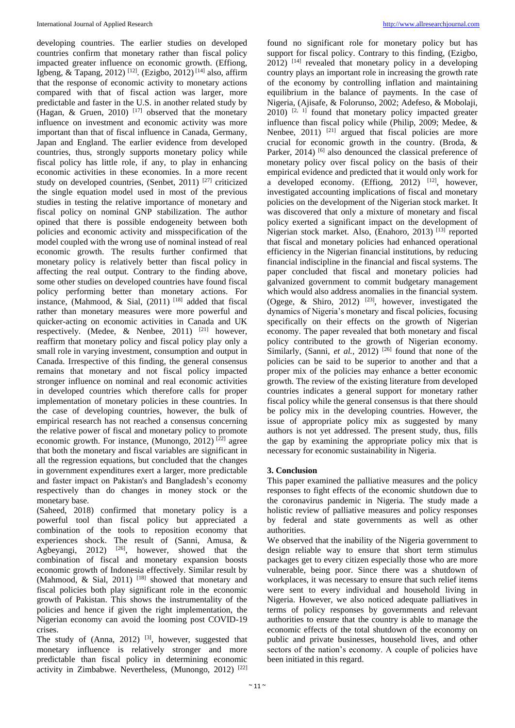developing countries. The earlier studies on developed countries confirm that monetary rather than fiscal policy impacted greater influence on economic growth. (Effiong, Igbeng, & Tapang, 2012) [12]. (Ezigbo, 2012) [14] also, affirm that the response of economic activity to monetary actions compared with that of fiscal action was larger, more predictable and faster in the U.S. in another related study by (Hagan, & Gruen, 2010) [17] observed that the monetary influence on investment and economic activity was more important than that of fiscal influence in Canada, Germany, Japan and England. The earlier evidence from developed countries, thus, strongly supports monetary policy while fiscal policy has little role, if any, to play in enhancing economic activities in these economies. In a more recent study on developed countries, (Senbet, 2011) [27] criticized the single equation model used in most of the previous studies in testing the relative importance of monetary and fiscal policy on nominal GNP stabilization. The author opined that there is possible endogeneity between both policies and economic activity and misspecification of the model coupled with the wrong use of nominal instead of real economic growth. The results further confirmed that monetary policy is relatively better than fiscal policy in affecting the real output. Contrary to the finding above, some other studies on developed countries have found fiscal policy performing better than monetary actions. For instance, (Mahmood, & Sial, (2011) [18] added that fiscal rather than monetary measures were more powerful and quicker-acting on economic activities in Canada and UK respectively. (Medee, & Nenbee, 2011) [21] however, reaffirm that monetary policy and fiscal policy play only a small role in varying investment, consumption and output in Canada. Irrespective of this finding, the general consensus remains that monetary and not fiscal policy impacted stronger influence on nominal and real economic activities in developed countries which therefore calls for proper implementation of monetary policies in these countries. In the case of developing countries, however, the bulk of empirical research has not reached a consensus concerning the relative power of fiscal and monetary policy to promote economic growth. For instance, (Munongo, 2012) [22] agree that both the monetary and fiscal variables are significant in all the regression equations, but concluded that the changes in government expenditures exert a larger, more predictable and faster impact on Pakistan's and Bangladesh's economy respectively than do changes in money stock or the monetary base.

(Saheed, 2018) confirmed that monetary policy is a powerful tool than fiscal policy but appreciated a combination of the tools to reposition economy that experiences shock. The result of (Sanni, Amusa, & Agbeyangi, 2012) [26], however, showed that the combination of fiscal and monetary expansion boosts economic growth of Indonesia effectively. Similar result by (Mahmood, & Sial, 2011) [18] showed that monetary and fiscal policies both play significant role in the economic growth of Pakistan. This shows the instrumentality of the policies and hence if given the right implementation, the Nigerian economy can avoid the looming post COVID-19 crises.

The study of (Anna, 2012) [3], however, suggested that monetary influence is relatively stronger and more predictable than fiscal policy in determining economic activity in Zimbabwe. Nevertheless, (Munongo, 2012) [22] found no significant role for monetary policy but has support for fiscal policy. Contrary to this finding, (Ezigbo, 2012) [14] revealed that monetary policy in a developing country plays an important role in increasing the growth rate of the economy by controlling inflation and maintaining equilibrium in the balance of payments. In the case of Nigeria, (Ajisafe, & Folorunso, 2002; Adefeso, & Mobolaji, 2010) [2, 1] found that monetary policy impacted greater influence than fiscal policy while (Philip, 2009; Medee, & Nenbee, 2011) [21] argued that fiscal policies are more crucial for economic growth in the country. (Broda, & Parker, 2014) [6] also denounced the classical preference of monetary policy over fiscal policy on the basis of their empirical evidence and predicted that it would only work for a developed economy. (Effiong, 2012) [12], however, investigated accounting implications of fiscal and monetary policies on the development of the Nigerian stock market. It was discovered that only a mixture of monetary and fiscal policy exerted a significant impact on the development of Nigerian stock market. Also, (Enahoro, 2013) [13] reported that fiscal and monetary policies had enhanced operational efficiency in the Nigerian financial institutions, by reducing financial indiscipline in the financial and fiscal systems. The paper concluded that fiscal and monetary policies had galvanized government to commit budgetary management which would also address anomalies in the financial system. (Ogege, & Shiro, 2012) [23], however, investigated the dynamics of Nigeria's monetary and fiscal policies, focusing specifically on their effects on the growth of Nigerian economy. The paper revealed that both monetary and fiscal policy contributed to the growth of Nigerian economy. Similarly, (Sanni, *et al.*, 2012) [26] found that none of the policies can be said to be superior to another and that a proper mix of the policies may enhance a better economic growth. The review of the existing literature from developed countries indicates a general support for monetary rather fiscal policy while the general consensus is that there should be policy mix in the developing countries. However, the issue of appropriate policy mix as suggested by many authors is not yet addressed. The present study, thus, fills the gap by examining the appropriate policy mix that is necessary for economic sustainability in Nigeria.

## 3. Conclusion

This paper examined the palliative measures and the policy responses to fight effects of the economic shutdown due to the coronavirus pandemic in Nigeria. The study made a holistic review of palliative measures and policy responses by federal and state governments as well as other authorities.

We observed that the inability of the Nigeria government to design reliable way to ensure that short term stimulus packages get to every citizen especially those who are more vulnerable, being poor. Since there was a shutdown of workplaces, it was necessary to ensure that such relief items were sent to every individual and household living in Nigeria. However, we also noticed adequate palliatives in terms of policy responses by governments and relevant authorities to ensure that the country is able to manage the economic effects of the total shutdown of the economy on public and private businesses, household lives, and other sectors of the nation's economy. A couple of policies have been initiated in this regard.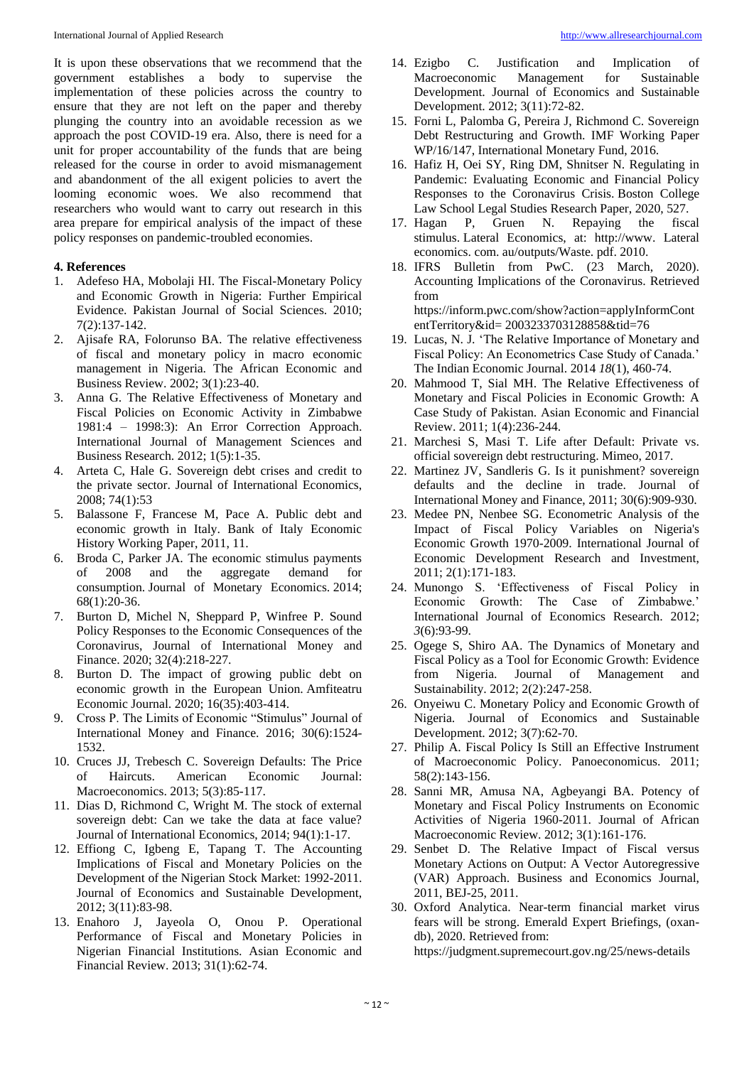It is upon these observations that we recommend that the government establishes a body to supervise the implementation of these policies across the country to ensure that they are not left on the paper and thereby plunging the country into an avoidable recession as we approach the post COVID-19 era. Also, there is need for a unit for proper accountability of the funds that are being released for the course in order to avoid mismanagement and abandonment of the all exigent policies to avert the looming economic woes. We also recommend that researchers who would want to carry out research in this area prepare for empirical analysis of the impact of these policy responses on pandemic-troubled economies.

## 4. References

1. Adefeso HA, Mobolaji HI. The Fiscal-Monetary Policy and Economic Growth in Nigeria: Further Empirical Evidence. Pakistan Journal of Social Sciences. 2010; 7(2):137-142.
2. Ajisafe RA, Folorunso BA. The relative effectiveness of fiscal and monetary policy in macro economic management in Nigeria. The African Economic and Business Review. 2002; 3(1):23-40.
3. Anna G. The Relative Effectiveness of Monetary and Fiscal Policies on Economic Activity in Zimbabwe 1981:4 – 1998:3): An Error Correction Approach. International Journal of Management Sciences and Business Research. 2012; 1(5):1-35.
4. Arteta C, Hale G. Sovereign debt crises and credit to the private sector. Journal of International Economics, 2008; 74(1):53
5. Balassone F, Francese M, Pace A. Public debt and economic growth in Italy. Bank of Italy Economic History Working Paper, 2011, 11.
6. Broda C, Parker JA. The economic stimulus payments of 2008 and the aggregate demand for consumption. Journal of Monetary Economics. 2014; 68(1):20-36.
7. Burton D, Michel N, Sheppard P, Winfree P. Sound Policy Responses to the Economic Consequences of the Coronavirus, Journal of International Money and Finance. 2020; 32(4):218-227.
8. Burton D. The impact of growing public debt on economic growth in the European Union. Amfiteatru Economic Journal. 2020; 16(35):403-414.
9. Cross P. The Limits of Economic "Stimulus" Journal of International Money and Finance. 2016; 30(6):1524-1532.
10. Cruces JJ, Trebesch C. Sovereign Defaults: The Price of Haircuts. American Economic Journal: Macroeconomics. 2013; 5(3):85-117.
11. Dias D, Richmond C, Wright M. The stock of external sovereign debt: Can we take the data at face value? Journal of International Economics, 2014; 94(1):1-17.
12. Effiong C, Igbeng E, Tapang T. The Accounting Implications of Fiscal and Monetary Policies on the Development of the Nigerian Stock Market: 1992-2011. Journal of Economics and Sustainable Development, 2012; 3(11):83-98.
13. Enahoro J, Jayeola O, Onou P. Operational Performance of Fiscal and Monetary Policies in Nigerian Financial Institutions. Asian Economic and Financial Review. 2013; 31(1):62-74.
14. Ezigbo C. Justification and Implication of Macroeconomic Management for Sustainable Development. Journal of Economics and Sustainable Development. 2012; 3(11):72-82.
15. Forni L, Palomba G, Pereira J, Richmond C. Sovereign Debt Restructuring and Growth. IMF Working Paper WP/16/147, International Monetary Fund, 2016.
16. Hafiz H, Oei SY, Ring DM, Shnitser N. Regulating in Pandemic: Evaluating Economic and Financial Policy Responses to the Coronavirus Crisis. Boston College Law School Legal Studies Research Paper, 2020, 527.
17. Hagan P, Gruen N. Repaying the fiscal stimulus. Lateral Economics, at: http://www. Lateral economics. com. au/outputs/Waste. pdf. 2010.
18. IFRS Bulletin from PwC. (23 March, 2020). Accounting Implications of the Coronavirus. Retrieved from https://inform.pwc.com/show?action=applyInformContentTerritory&id= 2003233703128858&tid=76
19. Lucas, N. J. 'The Relative Importance of Monetary and Fiscal Policy: An Econometrics Case Study of Canada.' The Indian Economic Journal. 2014 *18*(1), 460-74.
20. Mahmood T, Sial MH. The Relative Effectiveness of Monetary and Fiscal Policies in Economic Growth: A Case Study of Pakistan. Asian Economic and Financial Review. 2011; 1(4):236-244.
21. Marchesi S, Masi T. Life after Default: Private vs. official sovereign debt restructuring. Mimeo, 2017.
22. Martinez JV, Sandleris G. Is it punishment? sovereign defaults and the decline in trade. Journal of International Money and Finance, 2011; 30(6):909-930.
23. Medee PN, Nenbee SG. Econometric Analysis of the Impact of Fiscal Policy Variables on Nigeria's Economic Growth 1970-2009. International Journal of Economic Development Research and Investment, 2011; 2(1):171-183.
24. Munongo S. 'Effectiveness of Fiscal Policy in Economic Growth: The Case of Zimbabwe.' International Journal of Economics Research. 2012; *3*(6):93-99.
25. Ogege S, Shiro AA. The Dynamics of Monetary and Fiscal Policy as a Tool for Economic Growth: Evidence from Nigeria. Journal of Management and Sustainability. 2012; 2(2):247-258.
26. Onyeiwu C. Monetary Policy and Economic Growth of Nigeria. Journal of Economics and Sustainable Development. 2012; 3(7):62-70.
27. Philip A. Fiscal Policy Is Still an Effective Instrument of Macroeconomic Policy. Panoeconomicus. 2011; 58(2):143-156.
28. Sanni MR, Amusa NA, Agbeyangi BA. Potency of Monetary and Fiscal Policy Instruments on Economic Activities of Nigeria 1960-2011. Journal of African Macroeconomic Review. 2012; 3(1):161-176.
29. Senbet D. The Relative Impact of Fiscal versus Monetary Actions on Output: A Vector Autoregressive (VAR) Approach. Business and Economics Journal, 2011, BEJ-25, 2011.
30. Oxford Analytica. Near-term financial market virus fears will be strong. Emerald Expert Briefings, (oxan-db), 2020. Retrieved from: https://judgment.supremecourt.gov.ng/25/news-details